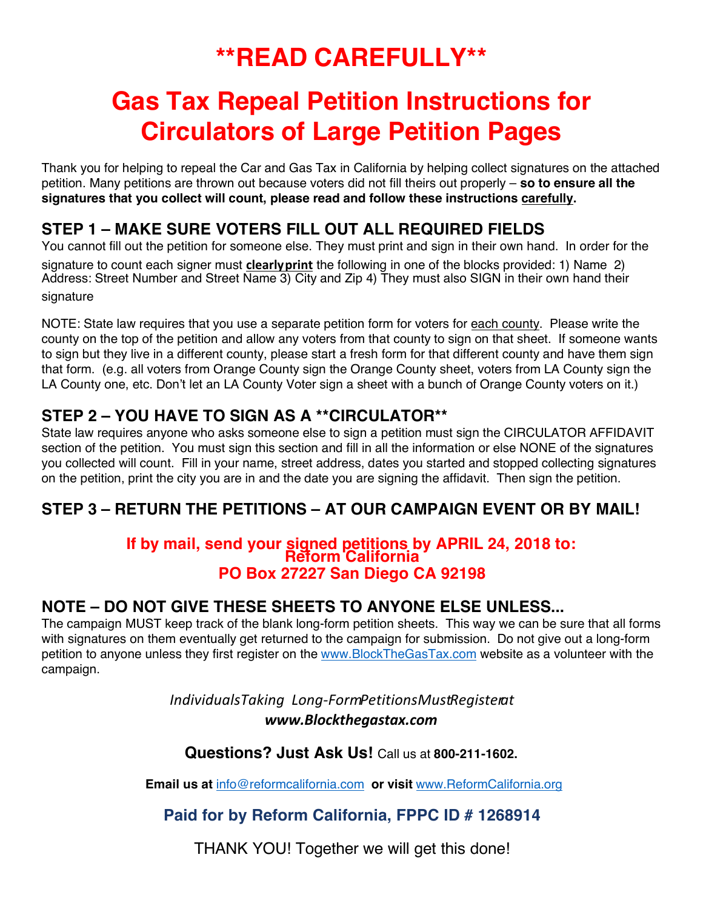# **READ CAREFULLY**

# Gas Tax Repeal Petition Instructions for Circulators of Large Petition Pages

Thank you for helping to repeal the Car and Gas Tax in California by helping collect signatures on the attached petition. Many petitions are thrown out because voters did not fill theirs out properly – **so to ensure all the signatures that you collect will count, please read and follow these instructions carefully.**

## STEP 1 – MAKE SURE VOTERS FILL OUT ALL REQUIRED FIELDS

You cannot fill out the petition for someone else. They must print and sign in their own hand. In order for the signature to count each signer must **clearly print** the following in one of the blocks provided: 1) Name 2) Address: Street Number and Street Name 3) City and Zip 4) They must also SIGN in their own hand their signature

NOTE: State law requires that you use a separate petition form for voters for each county. Please write the county on the top of the petition and allow any voters from that county to sign on that sheet. If someone wants to sign but they live in a different county, please start a fresh form for that different county and have them sign that form. (e.g. all voters from Orange County sign the Orange County sheet, voters from LA County sign the LA County one, etc. Don't let an LA County Voter sign a sheet with a bunch of Orange County voters on it.)

## STEP 2 – YOU HAVE TO SIGN AS A **CIRCULATOR**

State law requires anyone who asks someone else to sign a petition must sign the CIRCULATOR AFFIDAVIT section of the petition. You must sign this section and fill in all the information or else NONE of the signatures you collected will count. Fill in your name, street address, dates you started and stopped collecting signatures on the petition, print the city you are in and the date you are signing the affidavit. Then sign the petition.

## STEP 3 – RETURN THE PETITIONS – AT OUR CAMPAIGN EVENT OR BY MAIL!

**If by mail, send your signed petitions by APRIL 24, 2018 to:**
**Reform California**
**PO Box 27227 San Diego CA 92198**

## NOTE – DO NOT GIVE THESE SHEETS TO ANYONE ELSE UNLESS...

The campaign MUST keep track of the blank long-form petition sheets. This way we can be sure that all forms with signatures on them eventually get returned to the campaign for submission. Do not give out a long-form petition to anyone unless they first register on the www.BlockTheGasTax.com website as a volunteer with the campaign.

*Individuals Taking Long-Form Petitions Must Register at*
***www.Blockthegastax.com***

**Questions? Just Ask Us!** Call us at **800-211-1602.**

**Email us at** info@reformcalifornia.com **or visit** www.ReformCalifornia.org

**Paid for by Reform California, FPPC ID # 1268914**

THANK YOU! Together we will get this done!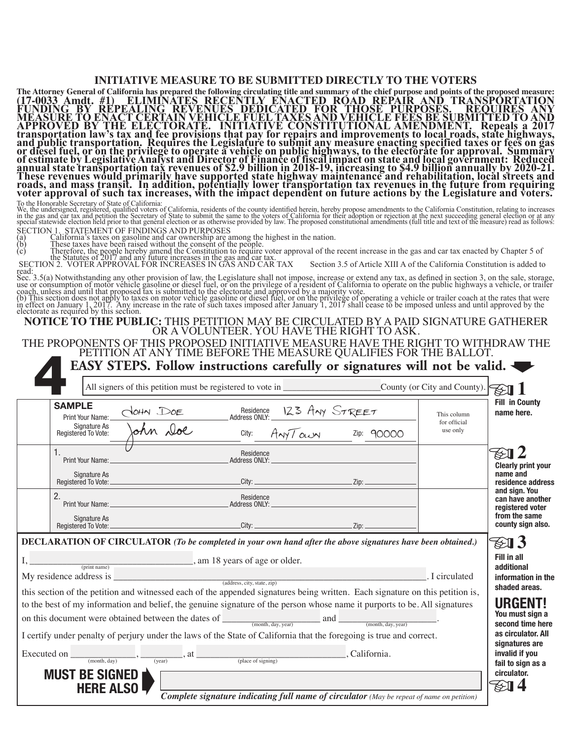# INITIATIVE MEASURE TO BE SUBMITTED DIRECTLY TO THE VOTERS

**The Attorney General of California has prepared the following circulating title and summary of the chief purpose and points of the proposed measure:**

**(17-0033 Amdt. #1) ELIMINATES RECENTLY ENACTED ROAD REPAIR AND TRANSPORTATION FUNDING BY REPEALING REVENUES DEDICATED FOR THOSE PURPOSES. REQUIRES ANY MEASURE TO ENACT CERTAIN VEHICLE FUEL TAXES AND VEHICLE FEES BE SUBMITTED TO AND APPROVED BY THE ELECTORATE. INITIATIVE CONSTITUTIONAL AMENDMENT. Repeals a 2017 transportation law's tax and fee provisions that pay for repairs and improvements to local roads, state highways, and public transportation. Requires the Legislature to submit any measure enacting specified taxes or fees on gas or diesel fuel, or on the privilege to operate a vehicle on public highways, to the electorate for approval. Summary of estimate by Legislative Analyst and Director of Finance of fiscal impact on state and local government: Reduced annual state transportation tax revenues of $2.9 billion in 2018-19, increasing to $4.9 billion annually by 2020-21. These revenues would primarily have supported state highway maintenance and rehabilitation, local streets and roads, and mass transit. In addition, potentially lower transportation tax revenues in the future from requiring voter approval of such tax increases, with the impact dependent on future actions by the Legislature and voters.**

To the Honorable Secretary of State of California:

We, the undersigned, registered, qualified voters of California, residents of the county identified herein, hereby propose amendments to the California Constitution, relating to increases in the gas and car tax and petition the Secretary of State to submit the same to the voters of California for their adoption or rejection at the next succeeding general election or at any special statewide election held prior to that general election or as otherwise provided by law. The proposed constitutional amendments (full title and text of the measure) read as follows:

SECTION 1. STATEMENT OF FINDINGS AND PURPOSES

(a) California's taxes on gasoline and car ownership are among the highest in the nation.

(b) These taxes have been raised without the consent of the people.

(c) Therefore, the people hereby amend the Constitution to require voter approval of the recent increase in the gas and car tax enacted by Chapter 5 of the Statutes of 2017 and any future increases in the gas and car tax.

SECTION 2. VOTER APPROVAL FOR INCREASES IN GAS AND CAR TAX Section 3.5 of Article XIII A of the California Constitution is added to read:

Sec. 3.5(a) Notwithstanding any other provision of law, the Legislature shall not impose, increase or extend any tax, as defined in section 3, on the sale, storage, use or consumption of motor vehicle gasoline or diesel fuel, or on the privilege of a resident of California to operate on the public highways a vehicle, or trailer coach, unless and until that proposed tax is submitted to the electorate and approved by a majority vote.

(b) This section does not apply to taxes on motor vehicle gasoline or diesel fuel, or on the privilege of operating a vehicle or trailer coach at the rates that were in effect on January 1, 2017. Any increase in the rate of such taxes imposed after January 1, 2017 shall cease to be imposed unless and until approved by the electorate as required by this section.

**NOTICE TO THE PUBLIC:** THIS PETITION MAY BE CIRCULATED BY A PAID SIGNATURE GATHERER OR A VOLUNTEER. YOU HAVE THE RIGHT TO ASK.

THE PROPONENTS OF THIS PROPOSED INITIATIVE MEASURE HAVE THE RIGHT TO WITHDRAW THE PETITION AT ANY TIME BEFORE THE MEASURE QUALIFIES FOR THE BALLOT.

## 4 EASY STEPS. Follow instructions carefully or signatures will not be valid.

All signers of this petition must be registered to vote in ____________________ County (or City and County).

**1 Fill in County name here.**

| | | | |
|---|---|---|---|
| **SAMPLE** Print Your Name: JOHN DOE / Signature As Registered To Vote: John Doe | Residence Address ONLY: 123 ANY STREET / City: ANYTOWN Zip: 90000 | This column for official use only | |
| 1. Print Your Name: ______ / Signature As Registered To Vote: ______ | Residence Address ONLY: ______ / City: ______ Zip: ______ | | |
| 2. Print Your Name: ______ / Signature As Registered To Vote: ______ | Residence Address ONLY: ______ / City: ______ Zip: ______ | | |

**2 Clearly print your name and residence address and sign. You can have another registered voter from the same county sign also.**

**DECLARATION OF CIRCULATOR** *(To be completed in your own hand after the above signatures have been obtained.)*

I, ______________________ (print name), am 18 years of age or older.

My residence address is ______________________ (address, city, state, zip). I circulated this section of the petition and witnessed each of the appended signatures being written. Each signature on this petition is, to the best of my information and belief, the genuine signature of the person whose name it purports to be. All signatures on this document were obtained between the dates of __________ (month, day, year) and __________ (month, day, year).

I certify under penalty of perjury under the laws of the State of California that the foregoing is true and correct.

Executed on __________ (month, day), ______ (year), at ______________ (place of signing), California.

**MUST BE SIGNED HERE ALSO** ______________________

*Complete signature indicating full name of circulator (May be repeat of name on petition)*

**3 Fill in all additional information in the shaded areas.**

**URGENT! You must sign a second time here as circulator. All signatures are invalid if you fail to sign as a circulator.**

**4**